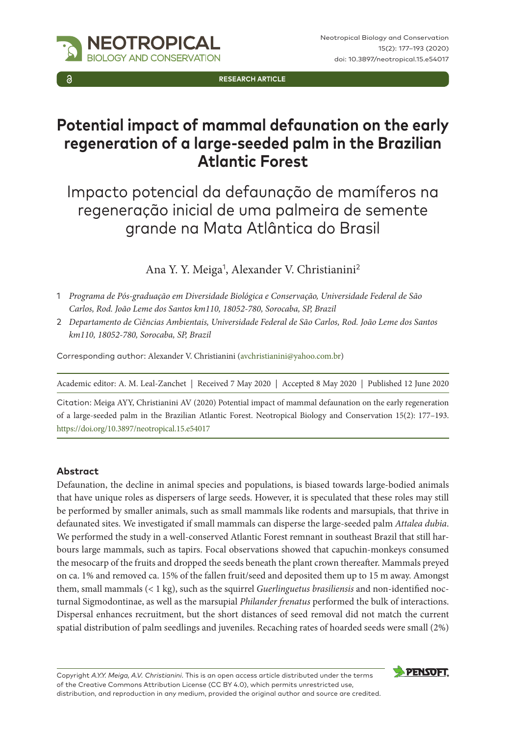RESEARCH ARTICLE

# Potential impact of mammal defaunation on the early regeneration of a large-seeded palm in the Brazilian Atlantic Forest

## Impacto potencial da defaunação de mamíferos na regeneração inicial de uma palmeira de semente grande na Mata Atlântica do Brasil

Ana Y. Y. Meiga[1], Alexander V. Christianini[2]

1 *Programa de Pós-graduação em Diversidade Biológica e Conservação, Universidade Federal de São Carlos, Rod. João Leme dos Santos km110, 18052-780, Sorocaba, SP, Brazil*

2 *Departamento de Ciências Ambientais, Universidade Federal de São Carlos, Rod. João Leme dos Santos km110, 18052-780, Sorocaba, SP, Brazil*

Corresponding author: Alexander V. Christianini (avchristianini@yahoo.com.br)

Academic editor: A. M. Leal-Zanchet | Received 7 May 2020 | Accepted 8 May 2020 | Published 12 June 2020

Citation: Meiga AYY, Christianini AV (2020) Potential impact of mammal defaunation on the early regeneration of a large-seeded palm in the Brazilian Atlantic Forest. Neotropical Biology and Conservation 15(2): 177–193. https://doi.org/10.3897/neotropical.15.e54017

### Abstract

Defaunation, the decline in animal species and populations, is biased towards large-bodied animals that have unique roles as dispersers of large seeds. However, it is speculated that these roles may still be performed by smaller animals, such as small mammals like rodents and marsupials, that thrive in defaunated sites. We investigated if small mammals can disperse the large-seeded palm *Attalea dubia*. We performed the study in a well-conserved Atlantic Forest remnant in southeast Brazil that still harbours large mammals, such as tapirs. Focal observations showed that capuchin-monkeys consumed the mesocarp of the fruits and dropped the seeds beneath the plant crown thereafter. Mammals preyed on ca. 1% and removed ca. 15% of the fallen fruit/seed and deposited them up to 15 m away. Amongst them, small mammals (< 1 kg), such as the squirrel *Guerlinguetus brasiliensis* and non-identified nocturnal Sigmodontinae, as well as the marsupial *Philander frenatus* performed the bulk of interactions. Dispersal enhances recruitment, but the short distances of seed removal did not match the current spatial distribution of palm seedlings and juveniles. Recaching rates of hoarded seeds were small (2%)

Copyright *A.Y.Y. Meiga, A.V. Christianini*. This is an open access article distributed under the terms of the Creative Commons Attribution License (CC BY 4.0), which permits unrestricted use, distribution, and reproduction in any medium, provided the original author and source are credited.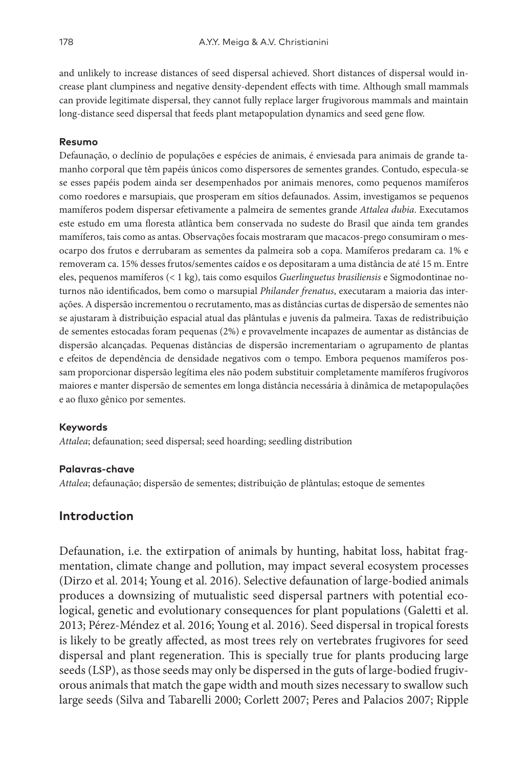and unlikely to increase distances of seed dispersal achieved. Short distances of dispersal would increase plant clumpiness and negative density-dependent effects with time. Although small mammals can provide legitimate dispersal, they cannot fully replace larger frugivorous mammals and maintain long-distance seed dispersal that feeds plant metapopulation dynamics and seed gene flow.

#### Resumo

Defaunação, o declínio de populações e espécies de animais, é enviesada para animais de grande tamanho corporal que têm papéis únicos como dispersores de sementes grandes. Contudo, especula-se se esses papéis podem ainda ser desempenhados por animais menores, como pequenos mamíferos como roedores e marsupiais, que prosperam em sítios defaunados. Assim, investigamos se pequenos mamíferos podem dispersar efetivamente a palmeira de sementes grande *Attalea dubia*. Executamos este estudo em uma floresta atlântica bem conservada no sudeste do Brasil que ainda tem grandes mamíferos, tais como as antas. Observações focais mostraram que macacos-prego consumiram o mesocarpo dos frutos e derrubaram as sementes da palmeira sob a copa. Mamíferos predaram ca. 1% e removeram ca. 15% desses frutos/sementes caídos e os depositaram a uma distância de até 15 m. Entre eles, pequenos mamíferos (< 1 kg), tais como esquilos *Guerlinguetus brasiliensis* e Sigmodontinae noturnos não identificados, bem como o marsupial *Philander frenatus*, executaram a maioria das interações. A dispersão incrementou o recrutamento, mas as distâncias curtas de dispersão de sementes não se ajustaram à distribuição espacial atual das plântulas e juvenis da palmeira. Taxas de redistribuição de sementes estocadas foram pequenas (2%) e provavelmente incapazes de aumentar as distâncias de dispersão alcançadas. Pequenas distâncias de dispersão incrementariam o agrupamento de plantas e efeitos de dependência de densidade negativos com o tempo. Embora pequenos mamíferos possam proporcionar dispersão legítima eles não podem substituir completamente mamíferos frugívoros maiores e manter dispersão de sementes em longa distância necessária à dinâmica de metapopulações e ao fluxo gênico por sementes.

#### Keywords

*Attalea*; defaunation; seed dispersal; seed hoarding; seedling distribution

#### Palavras-chave

*Attalea*; defaunação; dispersão de sementes; distribuição de plântulas; estoque de sementes

## Introduction

Defaunation, i.e. the extirpation of animals by hunting, habitat loss, habitat fragmentation, climate change and pollution, may impact several ecosystem processes (Dirzo et al. 2014; Young et al. 2016). Selective defaunation of large-bodied animals produces a downsizing of mutualistic seed dispersal partners with potential ecological, genetic and evolutionary consequences for plant populations (Galetti et al. 2013; Pérez-Méndez et al. 2016; Young et al. 2016). Seed dispersal in tropical forests is likely to be greatly affected, as most trees rely on vertebrates frugivores for seed dispersal and plant regeneration. This is specially true for plants producing large seeds (LSP), as those seeds may only be dispersed in the guts of large-bodied frugivorous animals that match the gape width and mouth sizes necessary to swallow such large seeds (Silva and Tabarelli 2000; Corlett 2007; Peres and Palacios 2007; Ripple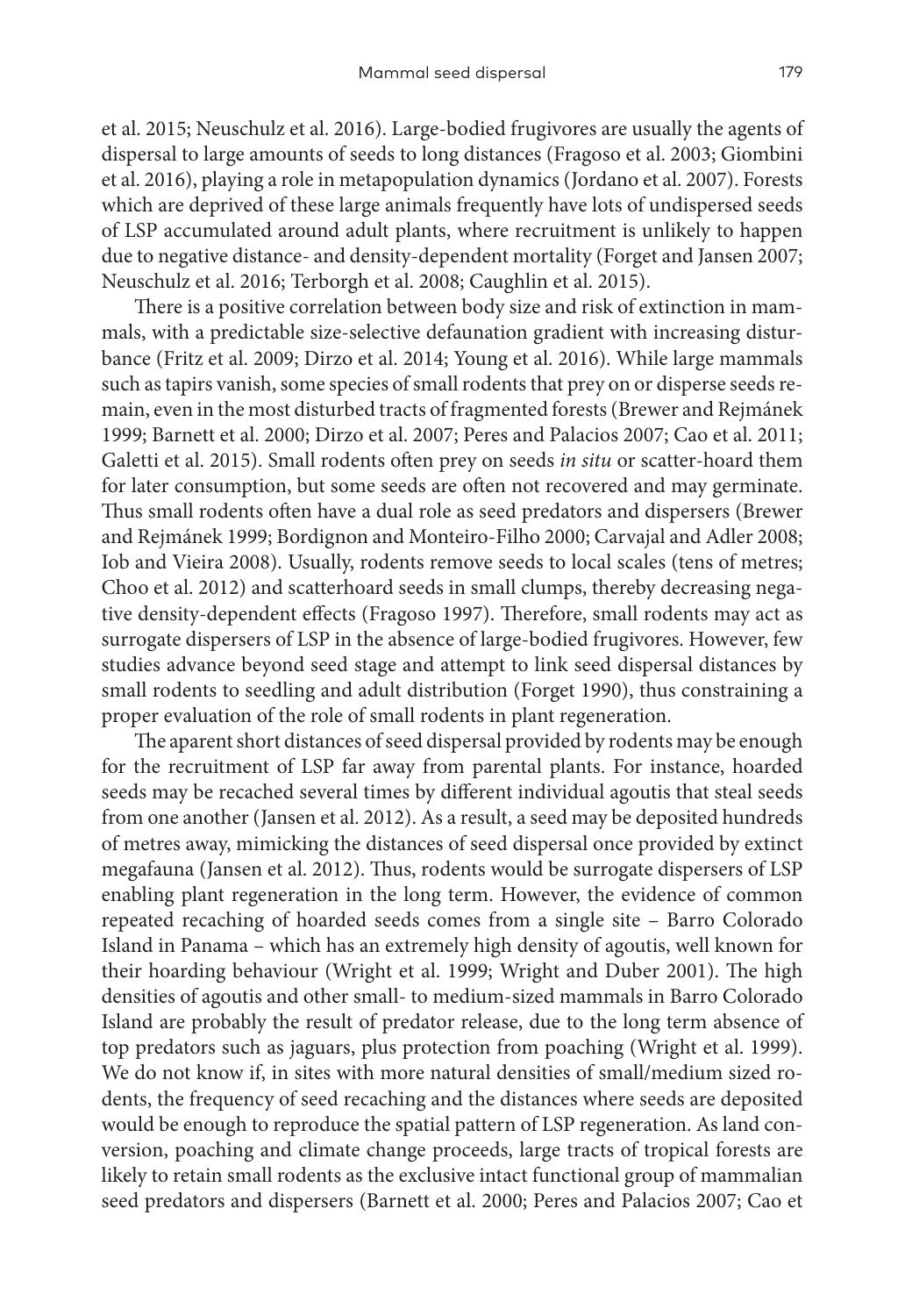et al. 2015; Neuschulz et al. 2016). Large-bodied frugivores are usually the agents of dispersal to large amounts of seeds to long distances (Fragoso et al. 2003; Giombini et al. 2016), playing a role in metapopulation dynamics (Jordano et al. 2007). Forests which are deprived of these large animals frequently have lots of undispersed seeds of LSP accumulated around adult plants, where recruitment is unlikely to happen due to negative distance- and density-dependent mortality (Forget and Jansen 2007; Neuschulz et al. 2016; Terborgh et al. 2008; Caughlin et al. 2015).

There is a positive correlation between body size and risk of extinction in mammals, with a predictable size-selective defaunation gradient with increasing disturbance (Fritz et al. 2009; Dirzo et al. 2014; Young et al. 2016). While large mammals such as tapirs vanish, some species of small rodents that prey on or disperse seeds remain, even in the most disturbed tracts of fragmented forests (Brewer and Rejmánek 1999; Barnett et al. 2000; Dirzo et al. 2007; Peres and Palacios 2007; Cao et al. 2011; Galetti et al. 2015). Small rodents often prey on seeds *in situ* or scatter-hoard them for later consumption, but some seeds are often not recovered and may germinate. Thus small rodents often have a dual role as seed predators and dispersers (Brewer and Rejmánek 1999; Bordignon and Monteiro-Filho 2000; Carvajal and Adler 2008; Iob and Vieira 2008). Usually, rodents remove seeds to local scales (tens of metres; Choo et al. 2012) and scatterhoard seeds in small clumps, thereby decreasing negative density-dependent effects (Fragoso 1997). Therefore, small rodents may act as surrogate dispersers of LSP in the absence of large-bodied frugivores. However, few studies advance beyond seed stage and attempt to link seed dispersal distances by small rodents to seedling and adult distribution (Forget 1990), thus constraining a proper evaluation of the role of small rodents in plant regeneration.

The aparent short distances of seed dispersal provided by rodents may be enough for the recruitment of LSP far away from parental plants. For instance, hoarded seeds may be recached several times by different individual agoutis that steal seeds from one another (Jansen et al. 2012). As a result, a seed may be deposited hundreds of metres away, mimicking the distances of seed dispersal once provided by extinct megafauna (Jansen et al. 2012). Thus, rodents would be surrogate dispersers of LSP enabling plant regeneration in the long term. However, the evidence of common repeated recaching of hoarded seeds comes from a single site – Barro Colorado Island in Panama – which has an extremely high density of agoutis, well known for their hoarding behaviour (Wright et al. 1999; Wright and Duber 2001). The high densities of agoutis and other small- to medium-sized mammals in Barro Colorado Island are probably the result of predator release, due to the long term absence of top predators such as jaguars, plus protection from poaching (Wright et al. 1999). We do not know if, in sites with more natural densities of small/medium sized rodents, the frequency of seed recaching and the distances where seeds are deposited would be enough to reproduce the spatial pattern of LSP regeneration. As land conversion, poaching and climate change proceeds, large tracts of tropical forests are likely to retain small rodents as the exclusive intact functional group of mammalian seed predators and dispersers (Barnett et al. 2000; Peres and Palacios 2007; Cao et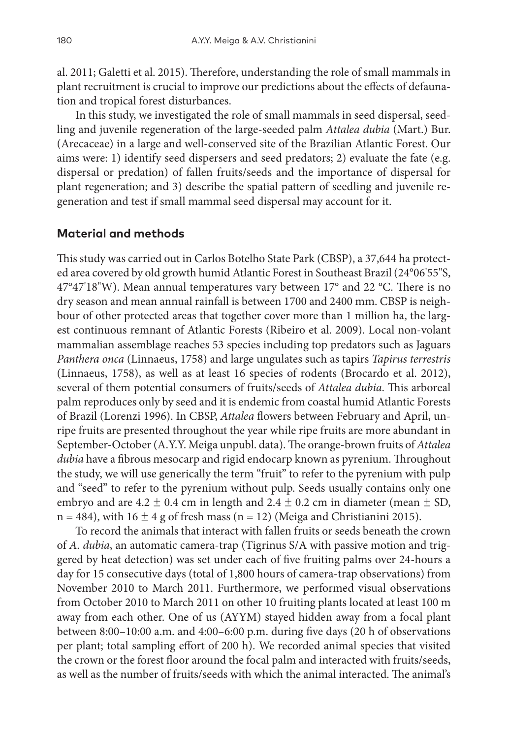al. 2011; Galetti et al. 2015). Therefore, understanding the role of small mammals in plant recruitment is crucial to improve our predictions about the effects of defaunation and tropical forest disturbances.

In this study, we investigated the role of small mammals in seed dispersal, seedling and juvenile regeneration of the large-seeded palm *Attalea dubia* (Mart.) Bur. (Arecaceae) in a large and well-conserved site of the Brazilian Atlantic Forest. Our aims were: 1) identify seed dispersers and seed predators; 2) evaluate the fate (e.g. dispersal or predation) of fallen fruits/seeds and the importance of dispersal for plant regeneration; and 3) describe the spatial pattern of seedling and juvenile regeneration and test if small mammal seed dispersal may account for it.

## Material and methods

This study was carried out in Carlos Botelho State Park (CBSP), a 37,644 ha protected area covered by old growth humid Atlantic Forest in Southeast Brazil (24°06'55"S, 47°47'18"W). Mean annual temperatures vary between 17° and 22 °C. There is no dry season and mean annual rainfall is between 1700 and 2400 mm. CBSP is neighbour of other protected areas that together cover more than 1 million ha, the largest continuous remnant of Atlantic Forests (Ribeiro et al. 2009). Local non-volant mammalian assemblage reaches 53 species including top predators such as Jaguars *Panthera onca* (Linnaeus, 1758) and large ungulates such as tapirs *Tapirus terrestris* (Linnaeus, 1758), as well as at least 16 species of rodents (Brocardo et al. 2012), several of them potential consumers of fruits/seeds of *Attalea dubia*. This arboreal palm reproduces only by seed and it is endemic from coastal humid Atlantic Forests of Brazil (Lorenzi 1996). In CBSP, *Attalea* flowers between February and April, unripe fruits are presented throughout the year while ripe fruits are more abundant in September-October (A.Y.Y. Meiga unpubl. data). The orange-brown fruits of *Attalea dubia* have a fibrous mesocarp and rigid endocarp known as pyrenium. Throughout the study, we will use generically the term "fruit" to refer to the pyrenium with pulp and "seed" to refer to the pyrenium without pulp. Seeds usually contains only one embryo and are $4.2 \pm 0.4$ cm in length and $2.4 \pm 0.2$ cm in diameter (mean $\pm$ SD, $n = 484$), with $16 \pm 4$ g of fresh mass ($n = 12$) (Meiga and Christianini 2015).

To record the animals that interact with fallen fruits or seeds beneath the crown of *A. dubia*, an automatic camera-trap (Tigrinus S/A with passive motion and triggered by heat detection) was set under each of five fruiting palms over 24-hours a day for 15 consecutive days (total of 1,800 hours of camera-trap observations) from November 2010 to March 2011. Furthermore, we performed visual observations from October 2010 to March 2011 on other 10 fruiting plants located at least 100 m away from each other. One of us (AYYM) stayed hidden away from a focal plant between 8:00–10:00 a.m. and 4:00–6:00 p.m. during five days (20 h of observations per plant; total sampling effort of 200 h). We recorded animal species that visited the crown or the forest floor around the focal palm and interacted with fruits/seeds, as well as the number of fruits/seeds with which the animal interacted. The animal's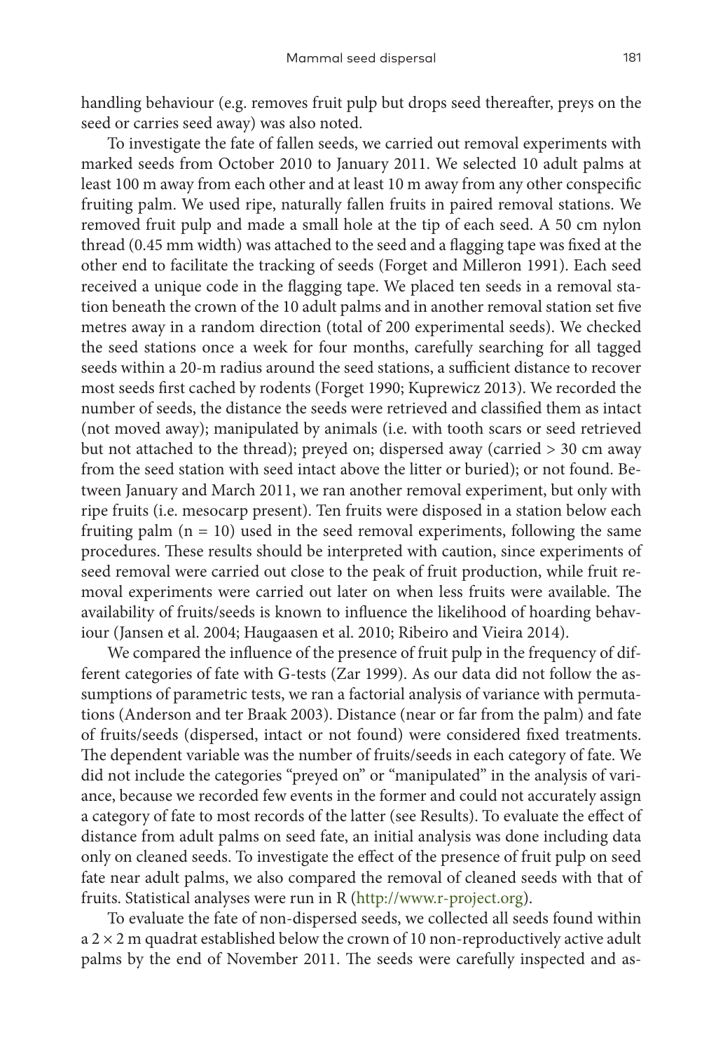handling behaviour (e.g. removes fruit pulp but drops seed thereafter, preys on the seed or carries seed away) was also noted.

To investigate the fate of fallen seeds, we carried out removal experiments with marked seeds from October 2010 to January 2011. We selected 10 adult palms at least 100 m away from each other and at least 10 m away from any other conspecific fruiting palm. We used ripe, naturally fallen fruits in paired removal stations. We removed fruit pulp and made a small hole at the tip of each seed. A 50 cm nylon thread (0.45 mm width) was attached to the seed and a flagging tape was fixed at the other end to facilitate the tracking of seeds (Forget and Milleron 1991). Each seed received a unique code in the flagging tape. We placed ten seeds in a removal station beneath the crown of the 10 adult palms and in another removal station set five metres away in a random direction (total of 200 experimental seeds). We checked the seed stations once a week for four months, carefully searching for all tagged seeds within a 20-m radius around the seed stations, a sufficient distance to recover most seeds first cached by rodents (Forget 1990; Kuprewicz 2013). We recorded the number of seeds, the distance the seeds were retrieved and classified them as intact (not moved away); manipulated by animals (i.e. with tooth scars or seed retrieved but not attached to the thread); preyed on; dispersed away (carried > 30 cm away from the seed station with seed intact above the litter or buried); or not found. Between January and March 2011, we ran another removal experiment, but only with ripe fruits (i.e. mesocarp present). Ten fruits were disposed in a station below each fruiting palm ($n = 10$) used in the seed removal experiments, following the same procedures. These results should be interpreted with caution, since experiments of seed removal were carried out close to the peak of fruit production, while fruit removal experiments were carried out later on when less fruits were available. The availability of fruits/seeds is known to influence the likelihood of hoarding behaviour (Jansen et al. 2004; Haugaasen et al. 2010; Ribeiro and Vieira 2014).

We compared the influence of the presence of fruit pulp in the frequency of different categories of fate with G-tests (Zar 1999). As our data did not follow the assumptions of parametric tests, we ran a factorial analysis of variance with permutations (Anderson and ter Braak 2003). Distance (near or far from the palm) and fate of fruits/seeds (dispersed, intact or not found) were considered fixed treatments. The dependent variable was the number of fruits/seeds in each category of fate. We did not include the categories "preyed on" or "manipulated" in the analysis of variance, because we recorded few events in the former and could not accurately assign a category of fate to most records of the latter (see Results). To evaluate the effect of distance from adult palms on seed fate, an initial analysis was done including data only on cleaned seeds. To investigate the effect of the presence of fruit pulp on seed fate near adult palms, we also compared the removal of cleaned seeds with that of fruits. Statistical analyses were run in R (http://www.r-project.org).

To evaluate the fate of non-dispersed seeds, we collected all seeds found within a $2 \times 2$ m quadrat established below the crown of 10 non-reproductively active adult palms by the end of November 2011. The seeds were carefully inspected and as-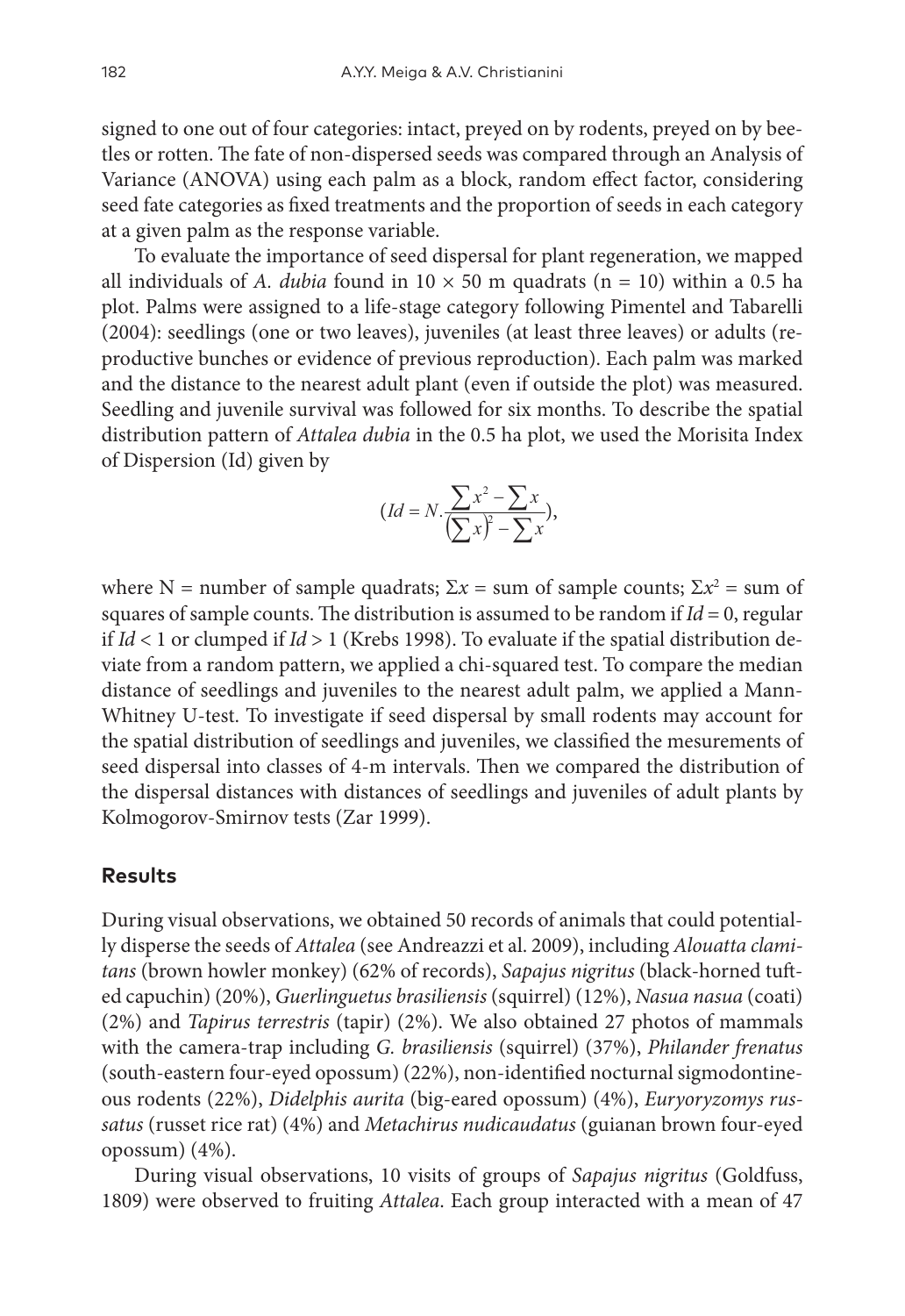signed to one out of four categories: intact, preyed on by rodents, preyed on by beetles or rotten. The fate of non-dispersed seeds was compared through an Analysis of Variance (ANOVA) using each palm as a block, random effect factor, considering seed fate categories as fixed treatments and the proportion of seeds in each category at a given palm as the response variable.

To evaluate the importance of seed dispersal for plant regeneration, we mapped all individuals of *A. dubia* found in $10 \times 50$ m quadrats (n = 10) within a 0.5 ha plot. Palms were assigned to a life-stage category following Pimentel and Tabarelli (2004): seedlings (one or two leaves), juveniles (at least three leaves) or adults (reproductive bunches or evidence of previous reproduction). Each palm was marked and the distance to the nearest adult plant (even if outside the plot) was measured. Seedling and juvenile survival was followed for six months. To describe the spatial distribution pattern of *Attalea dubia* in the 0.5 ha plot, we used the Morisita Index of Dispersion (Id) given by

$$(Id = N.\frac{\sum x^2 - \sum x}{\left(\sum x\right)^2 - \sum x}),$$

where N = number of sample quadrats; $\Sigma x$ = sum of sample counts; $\Sigma x^2$ = sum of squares of sample counts. The distribution is assumed to be random if $Id = 0$, regular if $Id < 1$ or clumped if $Id > 1$ (Krebs 1998). To evaluate if the spatial distribution deviate from a random pattern, we applied a chi-squared test. To compare the median distance of seedlings and juveniles to the nearest adult palm, we applied a Mann-Whitney U-test. To investigate if seed dispersal by small rodents may account for the spatial distribution of seedlings and juveniles, we classified the mesurements of seed dispersal into classes of 4-m intervals. Then we compared the distribution of the dispersal distances with distances of seedlings and juveniles of adult plants by Kolmogorov-Smirnov tests (Zar 1999).

## Results

During visual observations, we obtained 50 records of animals that could potentially disperse the seeds of *Attalea* (see Andreazzi et al. 2009), including *Alouatta clamitans* (brown howler monkey) (62% of records), *Sapajus nigritus* (black-horned tufted capuchin) (20%), *Guerlinguetus brasiliensis* (squirrel) (12%), *Nasua nasua* (coati) (2%) and *Tapirus terrestris* (tapir) (2%). We also obtained 27 photos of mammals with the camera-trap including *G. brasiliensis* (squirrel) (37%), *Philander frenatus* (south-eastern four-eyed opossum) (22%), non-identified nocturnal sigmodontineous rodents (22%), *Didelphis aurita* (big-eared opossum) (4%), *Euryoryzomys russatus* (russet rice rat) (4%) and *Metachirus nudicaudatus* (guianan brown four-eyed opossum) (4%).

During visual observations, 10 visits of groups of *Sapajus nigritus* (Goldfuss, 1809) were observed to fruiting *Attalea*. Each group interacted with a mean of 47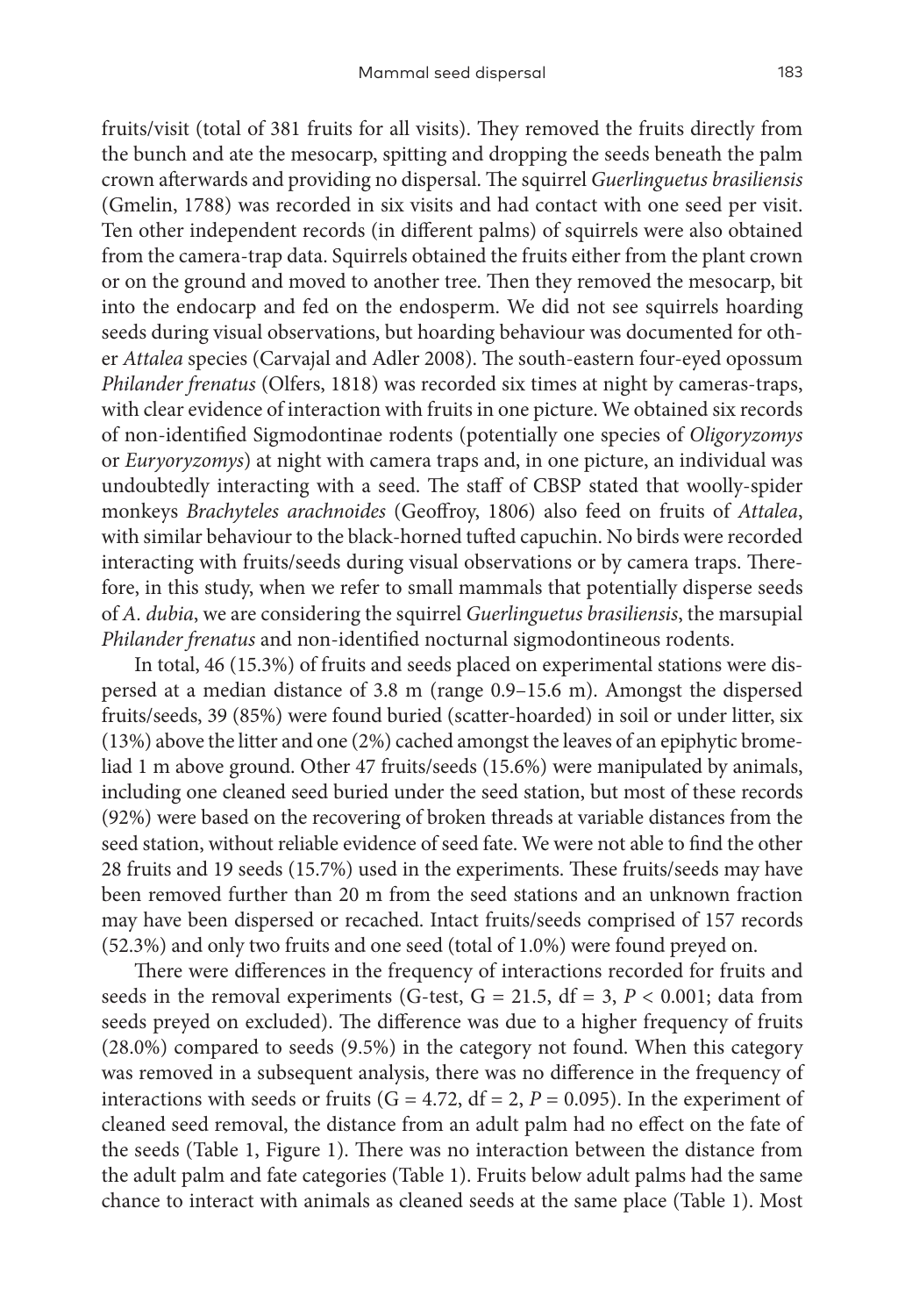fruits/visit (total of 381 fruits for all visits). They removed the fruits directly from the bunch and ate the mesocarp, spitting and dropping the seeds beneath the palm crown afterwards and providing no dispersal. The squirrel *Guerlinguetus brasiliensis* (Gmelin, 1788) was recorded in six visits and had contact with one seed per visit. Ten other independent records (in different palms) of squirrels were also obtained from the camera-trap data. Squirrels obtained the fruits either from the plant crown or on the ground and moved to another tree. Then they removed the mesocarp, bit into the endocarp and fed on the endosperm. We did not see squirrels hoarding seeds during visual observations, but hoarding behaviour was documented for other *Attalea* species (Carvajal and Adler 2008). The south-eastern four-eyed opossum *Philander frenatus* (Olfers, 1818) was recorded six times at night by cameras-traps, with clear evidence of interaction with fruits in one picture. We obtained six records of non-identified Sigmodontinae rodents (potentially one species of *Oligoryzomys* or *Euryoryzomys*) at night with camera traps and, in one picture, an individual was undoubtedly interacting with a seed. The staff of CBSP stated that woolly-spider monkeys *Brachyteles arachnoides* (Geoffroy, 1806) also feed on fruits of *Attalea*, with similar behaviour to the black-horned tufted capuchin. No birds were recorded interacting with fruits/seeds during visual observations or by camera traps. Therefore, in this study, when we refer to small mammals that potentially disperse seeds of *A. dubia*, we are considering the squirrel *Guerlinguetus brasiliensis*, the marsupial *Philander frenatus* and non-identified nocturnal sigmodontineous rodents.

In total, 46 (15.3%) of fruits and seeds placed on experimental stations were dispersed at a median distance of 3.8 m (range 0.9–15.6 m). Amongst the dispersed fruits/seeds, 39 (85%) were found buried (scatter-hoarded) in soil or under litter, six (13%) above the litter and one (2%) cached amongst the leaves of an epiphytic bromeliad 1 m above ground. Other 47 fruits/seeds (15.6%) were manipulated by animals, including one cleaned seed buried under the seed station, but most of these records (92%) were based on the recovering of broken threads at variable distances from the seed station, without reliable evidence of seed fate. We were not able to find the other 28 fruits and 19 seeds (15.7%) used in the experiments. These fruits/seeds may have been removed further than 20 m from the seed stations and an unknown fraction may have been dispersed or recached. Intact fruits/seeds comprised of 157 records (52.3%) and only two fruits and one seed (total of 1.0%) were found preyed on.

There were differences in the frequency of interactions recorded for fruits and seeds in the removal experiments (G-test, $G = 21.5$, $df = 3$, $P < 0.001$; data from seeds preyed on excluded). The difference was due to a higher frequency of fruits (28.0%) compared to seeds (9.5%) in the category not found. When this category was removed in a subsequent analysis, there was no difference in the frequency of interactions with seeds or fruits ($G = 4.72$, $df = 2$, $P = 0.095$). In the experiment of cleaned seed removal, the distance from an adult palm had no effect on the fate of the seeds (Table 1, Figure 1). There was no interaction between the distance from the adult palm and fate categories (Table 1). Fruits below adult palms had the same chance to interact with animals as cleaned seeds at the same place (Table 1). Most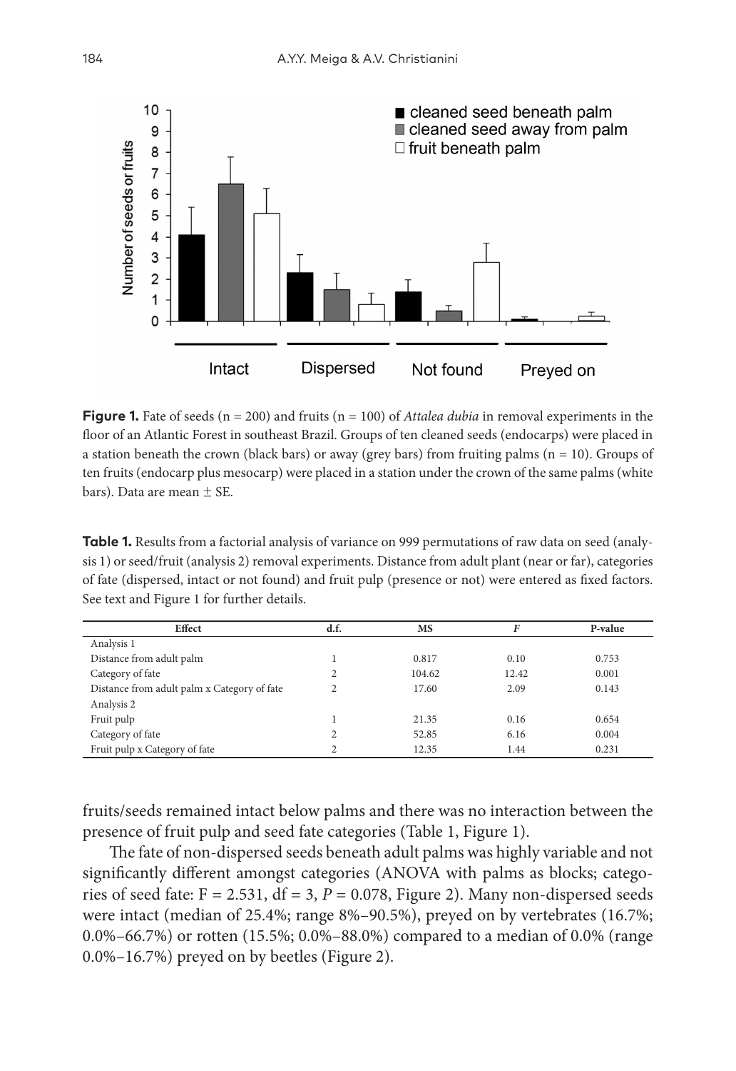**Figure 1.** Fate of seeds (n = 200) and fruits (n = 100) of *Attalea dubia* in removal experiments in the floor of an Atlantic Forest in southeast Brazil. Groups of ten cleaned seeds (endocarps) were placed in a station beneath the crown (black bars) or away (grey bars) from fruiting palms (n = 10). Groups of ten fruits (endocarp plus mesocarp) were placed in a station under the crown of the same palms (white bars). Data are mean ± SE.

**Table 1.** Results from a factorial analysis of variance on 999 permutations of raw data on seed (analysis 1) or seed/fruit (analysis 2) removal experiments. Distance from adult plant (near or far), categories of fate (dispersed, intact or not found) and fruit pulp (presence or not) were entered as fixed factors. See text and Figure 1 for further details.

| Effect | d.f. | MS | *F* | P-value |
|---|---|---|---|---|
| Analysis 1 | | | | |
| Distance from adult palm | 1 | 0.817 | 0.10 | 0.753 |
| Category of fate | 2 | 104.62 | 12.42 | 0.001 |
| Distance from adult palm x Category of fate | 2 | 17.60 | 2.09 | 0.143 |
| Analysis 2 | | | | |
| Fruit pulp | 1 | 21.35 | 0.16 | 0.654 |
| Category of fate | 2 | 52.85 | 6.16 | 0.004 |
| Fruit pulp x Category of fate | 2 | 12.35 | 1.44 | 0.231 |

fruits/seeds remained intact below palms and there was no interaction between the presence of fruit pulp and seed fate categories (Table 1, Figure 1).

The fate of non-dispersed seeds beneath adult palms was highly variable and not significantly different amongst categories (ANOVA with palms as blocks; categories of seed fate: $F = 2.531$, df = 3, $P = 0.078$, Figure 2). Many non-dispersed seeds were intact (median of 25.4%; range 8%–90.5%), preyed on by vertebrates (16.7%; 0.0%–66.7%) or rotten (15.5%; 0.0%–88.0%) compared to a median of 0.0% (range 0.0%–16.7%) preyed on by beetles (Figure 2).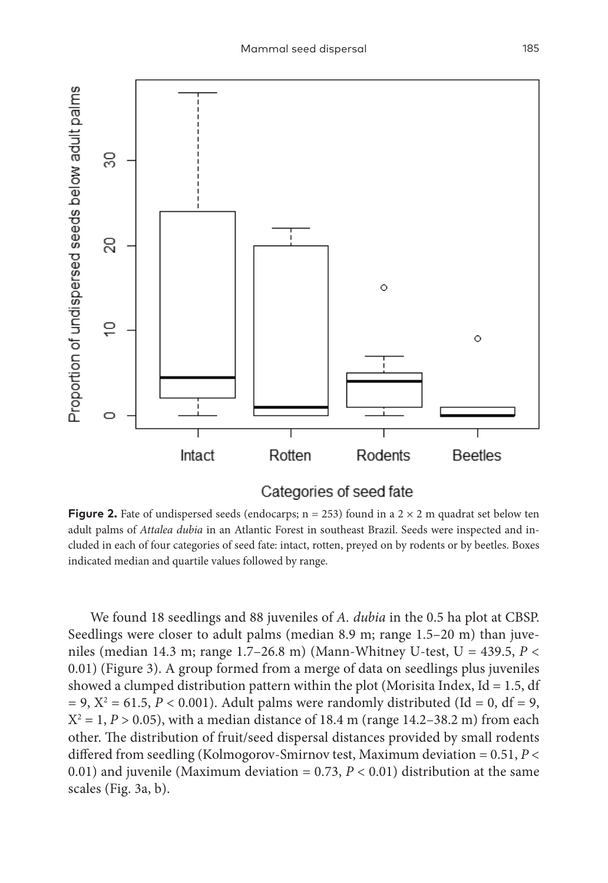**Figure 2.** Fate of undispersed seeds (endocarps; n = 253) found in a 2 × 2 m quadrat set below ten adult palms of *Attalea dubia* in an Atlantic Forest in southeast Brazil. Seeds were inspected and included in each of four categories of seed fate: intact, rotten, preyed on by rodents or by beetles. Boxes indicated median and quartile values followed by range.

We found 18 seedlings and 88 juveniles of *A. dubia* in the 0.5 ha plot at CBSP. Seedlings were closer to adult palms (median 8.9 m; range 1.5–20 m) than juveniles (median 14.3 m; range 1.7–26.8 m) (Mann-Whitney U-test, U = 439.5, $P < 0.01$) (Figure 3). A group formed from a merge of data on seedlings plus juveniles showed a clumped distribution pattern within the plot (Morisita Index, Id = 1.5, df = 9, $X^2 = 61.5$, $P < 0.001$). Adult palms were randomly distributed (Id = 0, df = 9, $X^2 = 1$, $P > 0.05$), with a median distance of 18.4 m (range 14.2–38.2 m) from each other. The distribution of fruit/seed dispersal distances provided by small rodents differed from seedling (Kolmogorov-Smirnov test, Maximum deviation = 0.51, $P < 0.01$) and juvenile (Maximum deviation = 0.73, $P < 0.01$) distribution at the same scales (Fig. 3a, b).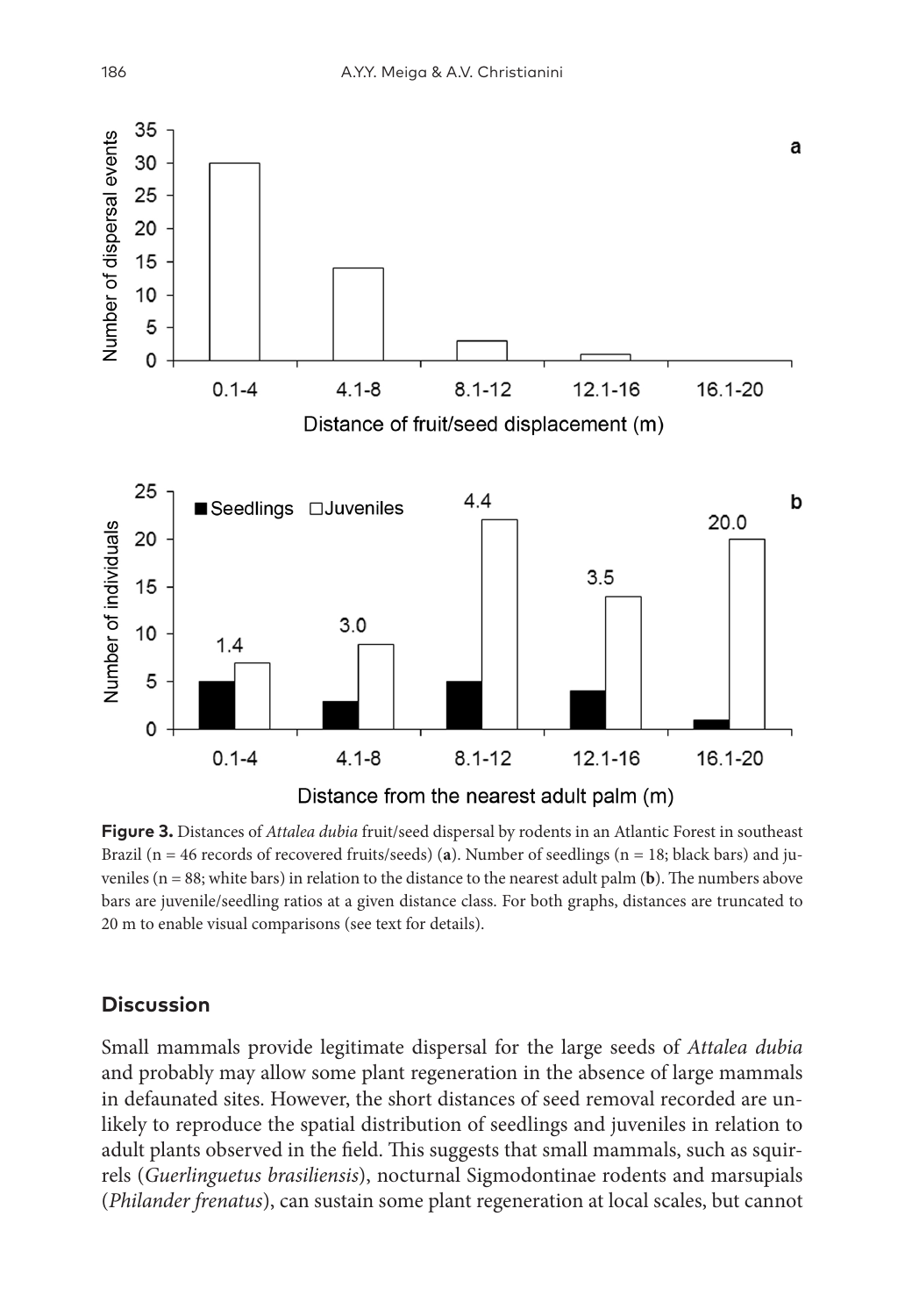**Figure 3.** Distances of *Attalea dubia* fruit/seed dispersal by rodents in an Atlantic Forest in southeast Brazil (n = 46 records of recovered fruits/seeds) (**a**). Number of seedlings (n = 18; black bars) and juveniles (n = 88; white bars) in relation to the distance to the nearest adult palm (**b**). The numbers above bars are juvenile/seedling ratios at a given distance class. For both graphs, distances are truncated to 20 m to enable visual comparisons (see text for details).

## Discussion

Small mammals provide legitimate dispersal for the large seeds of *Attalea dubia* and probably may allow some plant regeneration in the absence of large mammals in defaunated sites. However, the short distances of seed removal recorded are unlikely to reproduce the spatial distribution of seedlings and juveniles in relation to adult plants observed in the field. This suggests that small mammals, such as squirrels (*Guerlinguetus brasiliensis*), nocturnal Sigmodontinae rodents and marsupials (*Philander frenatus*), can sustain some plant regeneration at local scales, but cannot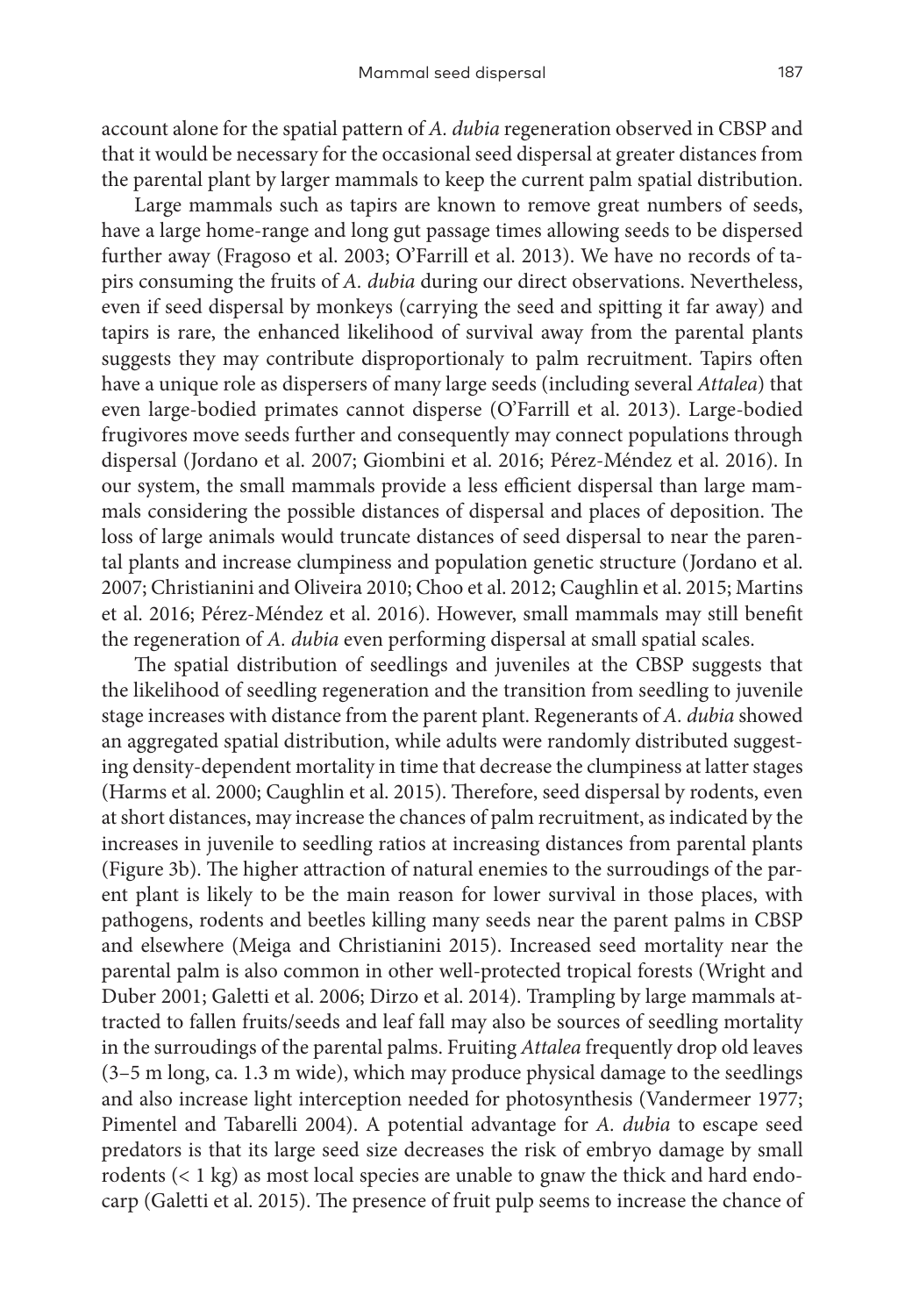account alone for the spatial pattern of *A. dubia* regeneration observed in CBSP and that it would be necessary for the occasional seed dispersal at greater distances from the parental plant by larger mammals to keep the current palm spatial distribution.

Large mammals such as tapirs are known to remove great numbers of seeds, have a large home-range and long gut passage times allowing seeds to be dispersed further away (Fragoso et al. 2003; O'Farrill et al. 2013). We have no records of tapirs consuming the fruits of *A. dubia* during our direct observations. Nevertheless, even if seed dispersal by monkeys (carrying the seed and spitting it far away) and tapirs is rare, the enhanced likelihood of survival away from the parental plants suggests they may contribute disproportionaly to palm recruitment. Tapirs often have a unique role as dispersers of many large seeds (including several *Attalea*) that even large-bodied primates cannot disperse (O'Farrill et al. 2013). Large-bodied frugivores move seeds further and consequently may connect populations through dispersal (Jordano et al. 2007; Giombini et al. 2016; Pérez-Méndez et al. 2016). In our system, the small mammals provide a less efficient dispersal than large mammals considering the possible distances of dispersal and places of deposition. The loss of large animals would truncate distances of seed dispersal to near the parental plants and increase clumpiness and population genetic structure (Jordano et al. 2007; Christianini and Oliveira 2010; Choo et al. 2012; Caughlin et al. 2015; Martins et al. 2016; Pérez-Méndez et al. 2016). However, small mammals may still benefit the regeneration of *A. dubia* even performing dispersal at small spatial scales.

The spatial distribution of seedlings and juveniles at the CBSP suggests that the likelihood of seedling regeneration and the transition from seedling to juvenile stage increases with distance from the parent plant. Regenerants of *A. dubia* showed an aggregated spatial distribution, while adults were randomly distributed suggesting density-dependent mortality in time that decrease the clumpiness at latter stages (Harms et al. 2000; Caughlin et al. 2015). Therefore, seed dispersal by rodents, even at short distances, may increase the chances of palm recruitment, as indicated by the increases in juvenile to seedling ratios at increasing distances from parental plants (Figure 3b). The higher attraction of natural enemies to the surroudings of the parent plant is likely to be the main reason for lower survival in those places, with pathogens, rodents and beetles killing many seeds near the parent palms in CBSP and elsewhere (Meiga and Christianini 2015). Increased seed mortality near the parental palm is also common in other well-protected tropical forests (Wright and Duber 2001; Galetti et al. 2006; Dirzo et al. 2014). Trampling by large mammals attracted to fallen fruits/seeds and leaf fall may also be sources of seedling mortality in the surroudings of the parental palms. Fruiting *Attalea* frequently drop old leaves (3–5 m long, ca. 1.3 m wide), which may produce physical damage to the seedlings and also increase light interception needed for photosynthesis (Vandermeer 1977; Pimentel and Tabarelli 2004). A potential advantage for *A. dubia* to escape seed predators is that its large seed size decreases the risk of embryo damage by small rodents (< 1 kg) as most local species are unable to gnaw the thick and hard endocarp (Galetti et al. 2015). The presence of fruit pulp seems to increase the chance of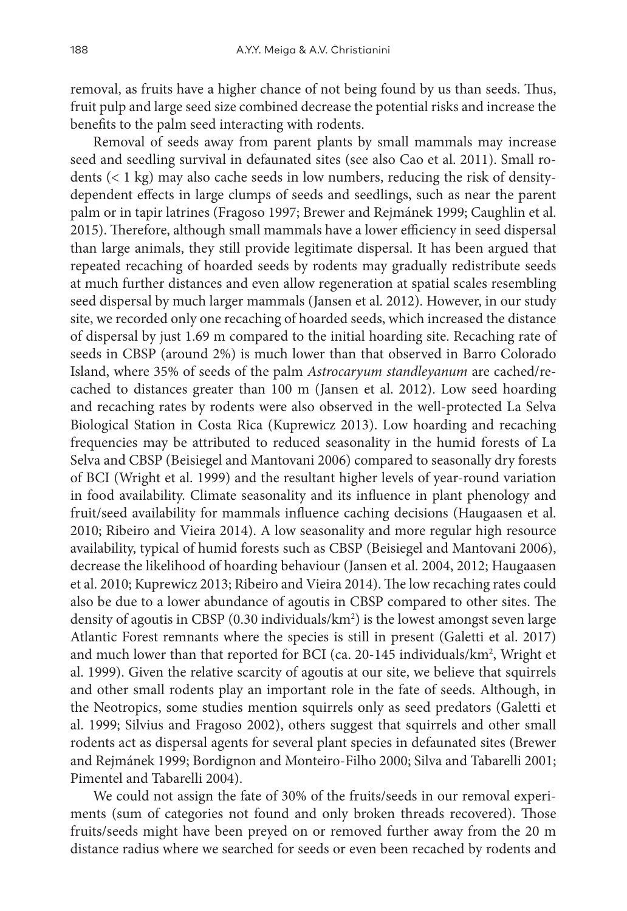removal, as fruits have a higher chance of not being found by us than seeds. Thus, fruit pulp and large seed size combined decrease the potential risks and increase the benefits to the palm seed interacting with rodents.

Removal of seeds away from parent plants by small mammals may increase seed and seedling survival in defaunated sites (see also Cao et al. 2011). Small rodents (< 1 kg) may also cache seeds in low numbers, reducing the risk of density-dependent effects in large clumps of seeds and seedlings, such as near the parent palm or in tapir latrines (Fragoso 1997; Brewer and Rejmánek 1999; Caughlin et al. 2015). Therefore, although small mammals have a lower efficiency in seed dispersal than large animals, they still provide legitimate dispersal. It has been argued that repeated recaching of hoarded seeds by rodents may gradually redistribute seeds at much further distances and even allow regeneration at spatial scales resembling seed dispersal by much larger mammals (Jansen et al. 2012). However, in our study site, we recorded only one recaching of hoarded seeds, which increased the distance of dispersal by just 1.69 m compared to the initial hoarding site. Recaching rate of seeds in CBSP (around 2%) is much lower than that observed in Barro Colorado Island, where 35% of seeds of the palm *Astrocaryum standleyanum* are cached/re-cached to distances greater than 100 m (Jansen et al. 2012). Low seed hoarding and recaching rates by rodents were also observed in the well-protected La Selva Biological Station in Costa Rica (Kuprewicz 2013). Low hoarding and recaching frequencies may be attributed to reduced seasonality in the humid forests of La Selva and CBSP (Beisiegel and Mantovani 2006) compared to seasonally dry forests of BCI (Wright et al. 1999) and the resultant higher levels of year-round variation in food availability. Climate seasonality and its influence in plant phenology and fruit/seed availability for mammals influence caching decisions (Haugaasen et al. 2010; Ribeiro and Vieira 2014). A low seasonality and more regular high resource availability, typical of humid forests such as CBSP (Beisiegel and Mantovani 2006), decrease the likelihood of hoarding behaviour (Jansen et al. 2004, 2012; Haugaasen et al. 2010; Kuprewicz 2013; Ribeiro and Vieira 2014). The low recaching rates could also be due to a lower abundance of agoutis in CBSP compared to other sites. The density of agoutis in CBSP (0.30 individuals/km$^2$) is the lowest amongst seven large Atlantic Forest remnants where the species is still in present (Galetti et al. 2017) and much lower than that reported for BCI (ca. 20-145 individuals/km$^2$, Wright et al. 1999). Given the relative scarcity of agoutis at our site, we believe that squirrels and other small rodents play an important role in the fate of seeds. Although, in the Neotropics, some studies mention squirrels only as seed predators (Galetti et al. 1999; Silvius and Fragoso 2002), others suggest that squirrels and other small rodents act as dispersal agents for several plant species in defaunated sites (Brewer and Rejmánek 1999; Bordignon and Monteiro-Filho 2000; Silva and Tabarelli 2001; Pimentel and Tabarelli 2004).

We could not assign the fate of 30% of the fruits/seeds in our removal experiments (sum of categories not found and only broken threads recovered). Those fruits/seeds might have been preyed on or removed further away from the 20 m distance radius where we searched for seeds or even been recached by rodents and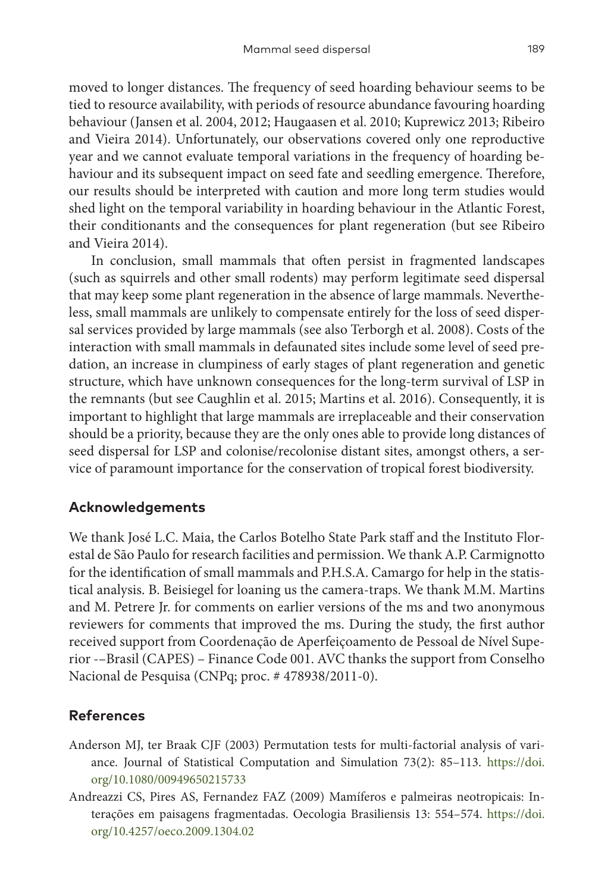moved to longer distances. The frequency of seed hoarding behaviour seems to be tied to resource availability, with periods of resource abundance favouring hoarding behaviour (Jansen et al. 2004, 2012; Haugaasen et al. 2010; Kuprewicz 2013; Ribeiro and Vieira 2014). Unfortunately, our observations covered only one reproductive year and we cannot evaluate temporal variations in the frequency of hoarding behaviour and its subsequent impact on seed fate and seedling emergence. Therefore, our results should be interpreted with caution and more long term studies would shed light on the temporal variability in hoarding behaviour in the Atlantic Forest, their conditionants and the consequences for plant regeneration (but see Ribeiro and Vieira 2014).

In conclusion, small mammals that often persist in fragmented landscapes (such as squirrels and other small rodents) may perform legitimate seed dispersal that may keep some plant regeneration in the absence of large mammals. Nevertheless, small mammals are unlikely to compensate entirely for the loss of seed dispersal services provided by large mammals (see also Terborgh et al. 2008). Costs of the interaction with small mammals in defaunated sites include some level of seed predation, an increase in clumpiness of early stages of plant regeneration and genetic structure, which have unknown consequences for the long-term survival of LSP in the remnants (but see Caughlin et al. 2015; Martins et al. 2016). Consequently, it is important to highlight that large mammals are irreplaceable and their conservation should be a priority, because they are the only ones able to provide long distances of seed dispersal for LSP and colonise/recolonise distant sites, amongst others, a service of paramount importance for the conservation of tropical forest biodiversity.

## Acknowledgements

We thank José L.C. Maia, the Carlos Botelho State Park staff and the Instituto Florestal de São Paulo for research facilities and permission. We thank A.P. Carmignotto for the identification of small mammals and P.H.S.A. Camargo for help in the statistical analysis. B. Beisiegel for loaning us the camera-traps. We thank M.M. Martins and M. Petrere Jr. for comments on earlier versions of the ms and two anonymous reviewers for comments that improved the ms. During the study, the first author received support from Coordenação de Aperfeiçoamento de Pessoal de Nível Superior -–Brasil (CAPES) – Finance Code 001. AVC thanks the support from Conselho Nacional de Pesquisa (CNPq; proc. # 478938/2011-0).

## References

Anderson MJ, ter Braak CJF (2003) Permutation tests for multi-factorial analysis of variance. Journal of Statistical Computation and Simulation 73(2): 85–113. https://doi.org/10.1080/00949650215733

Andreazzi CS, Pires AS, Fernandez FAZ (2009) Mamíferos e palmeiras neotropicais: Interações em paisagens fragmentadas. Oecologia Brasiliensis 13: 554–574. https://doi.org/10.4257/oeco.2009.1304.02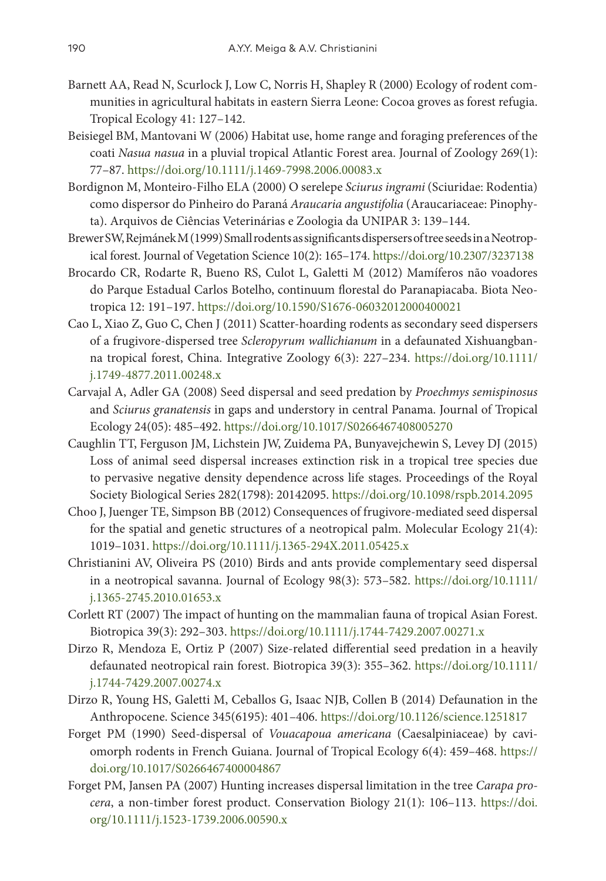Barnett AA, Read N, Scurlock J, Low C, Norris H, Shapley R (2000) Ecology of rodent communities in agricultural habitats in eastern Sierra Leone: Cocoa groves as forest refugia. Tropical Ecology 41: 127–142.

Beisiegel BM, Mantovani W (2006) Habitat use, home range and foraging preferences of the coati *Nasua nasua* in a pluvial tropical Atlantic Forest area. Journal of Zoology 269(1): 77–87. https://doi.org/10.1111/j.1469-7998.2006.00083.x

Bordignon M, Monteiro-Filho ELA (2000) O serelepe *Sciurus ingrami* (Sciuridae: Rodentia) como dispersor do Pinheiro do Paraná *Araucaria angustifolia* (Araucariaceae: Pinophyta). Arquivos de Ciências Veterinárias e Zoologia da UNIPAR 3: 139–144.

Brewer SW, Rejmánek M (1999) Small rodents as significants dispersers of tree seeds in a Neotropical forest. Journal of Vegetation Science 10(2): 165–174. https://doi.org/10.2307/3237138

Brocardo CR, Rodarte R, Bueno RS, Culot L, Galetti M (2012) Mamíferos não voadores do Parque Estadual Carlos Botelho, continuum florestal do Paranapiacaba. Biota Neotropica 12: 191–197. https://doi.org/10.1590/S1676-06032012000400021

Cao L, Xiao Z, Guo C, Chen J (2011) Scatter-hoarding rodents as secondary seed dispersers of a frugivore-dispersed tree *Scleropyrum wallichianum* in a defaunated Xishuangbanna tropical forest, China. Integrative Zoology 6(3): 227–234. https://doi.org/10.1111/j.1749-4877.2011.00248.x

Carvajal A, Adler GA (2008) Seed dispersal and seed predation by *Proechmys semispinosus* and *Sciurus granatensis* in gaps and understory in central Panama. Journal of Tropical Ecology 24(05): 485–492. https://doi.org/10.1017/S0266467408005270

Caughlin TT, Ferguson JM, Lichstein JW, Zuidema PA, Bunyavejchewin S, Levey DJ (2015) Loss of animal seed dispersal increases extinction risk in a tropical tree species due to pervasive negative density dependence across life stages. Proceedings of the Royal Society Biological Series 282(1798): 20142095. https://doi.org/10.1098/rspb.2014.2095

Choo J, Juenger TE, Simpson BB (2012) Consequences of frugivore-mediated seed dispersal for the spatial and genetic structures of a neotropical palm. Molecular Ecology 21(4): 1019–1031. https://doi.org/10.1111/j.1365-294X.2011.05425.x

Christianini AV, Oliveira PS (2010) Birds and ants provide complementary seed dispersal in a neotropical savanna. Journal of Ecology 98(3): 573–582. https://doi.org/10.1111/j.1365-2745.2010.01653.x

Corlett RT (2007) The impact of hunting on the mammalian fauna of tropical Asian Forest. Biotropica 39(3): 292–303. https://doi.org/10.1111/j.1744-7429.2007.00271.x

Dirzo R, Mendoza E, Ortiz P (2007) Size-related differential seed predation in a heavily defaunated neotropical rain forest. Biotropica 39(3): 355–362. https://doi.org/10.1111/j.1744-7429.2007.00274.x

Dirzo R, Young HS, Galetti M, Ceballos G, Isaac NJB, Collen B (2014) Defaunation in the Anthropocene. Science 345(6195): 401–406. https://doi.org/10.1126/science.1251817

Forget PM (1990) Seed-dispersal of *Vouacapoua americana* (Caesalpiniaceae) by caviomorph rodents in French Guiana. Journal of Tropical Ecology 6(4): 459–468. https://doi.org/10.1017/S0266467400004867

Forget PM, Jansen PA (2007) Hunting increases dispersal limitation in the tree *Carapa procera*, a non-timber forest product. Conservation Biology 21(1): 106–113. https://doi.org/10.1111/j.1523-1739.2006.00590.x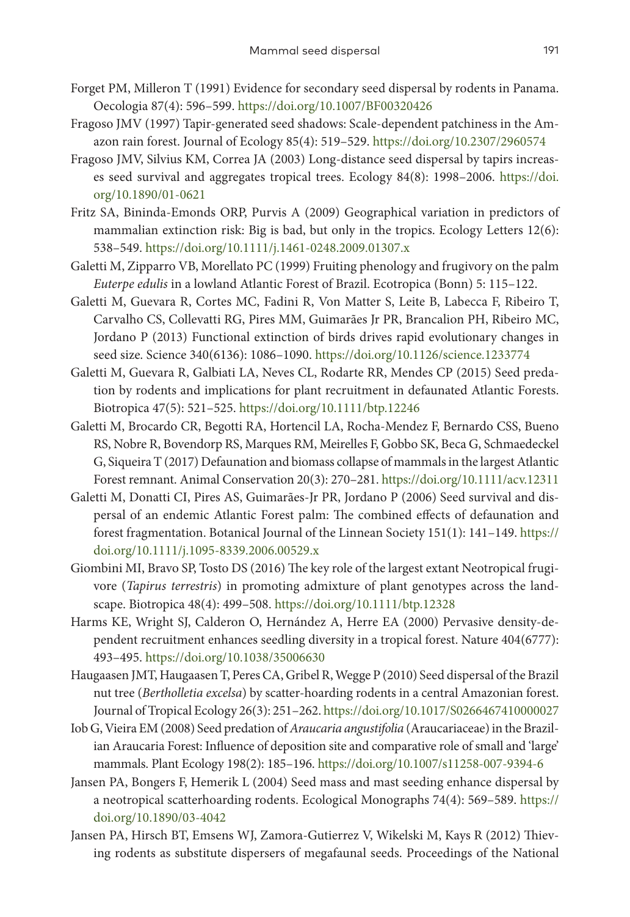Forget PM, Milleron T (1991) Evidence for secondary seed dispersal by rodents in Panama. Oecologia 87(4): 596–599. https://doi.org/10.1007/BF00320426

Fragoso JMV (1997) Tapir-generated seed shadows: Scale-dependent patchiness in the Amazon rain forest. Journal of Ecology 85(4): 519–529. https://doi.org/10.2307/2960574

Fragoso JMV, Silvius KM, Correa JA (2003) Long-distance seed dispersal by tapirs increases seed survival and aggregates tropical trees. Ecology 84(8): 1998–2006. https://doi.org/10.1890/01-0621

Fritz SA, Bininda-Emonds ORP, Purvis A (2009) Geographical variation in predictors of mammalian extinction risk: Big is bad, but only in the tropics. Ecology Letters 12(6): 538–549. https://doi.org/10.1111/j.1461-0248.2009.01307.x

Galetti M, Zipparro VB, Morellato PC (1999) Fruiting phenology and frugivory on the palm *Euterpe edulis* in a lowland Atlantic Forest of Brazil. Ecotropica (Bonn) 5: 115–122.

Galetti M, Guevara R, Cortes MC, Fadini R, Von Matter S, Leite B, Labecca F, Ribeiro T, Carvalho CS, Collevatti RG, Pires MM, Guimarães Jr PR, Brancalion PH, Ribeiro MC, Jordano P (2013) Functional extinction of birds drives rapid evolutionary changes in seed size. Science 340(6136): 1086–1090. https://doi.org/10.1126/science.1233774

Galetti M, Guevara R, Galbiati LA, Neves CL, Rodarte RR, Mendes CP (2015) Seed predation by rodents and implications for plant recruitment in defaunated Atlantic Forests. Biotropica 47(5): 521–525. https://doi.org/10.1111/btp.12246

Galetti M, Brocardo CR, Begotti RA, Hortencil LA, Rocha-Mendez F, Bernardo CSS, Bueno RS, Nobre R, Bovendorp RS, Marques RM, Meirelles F, Gobbo SK, Beca G, Schmaedeckel G, Siqueira T (2017) Defaunation and biomass collapse of mammals in the largest Atlantic Forest remnant. Animal Conservation 20(3): 270–281. https://doi.org/10.1111/acv.12311

Galetti M, Donatti CI, Pires AS, Guimarães-Jr PR, Jordano P (2006) Seed survival and dispersal of an endemic Atlantic Forest palm: The combined effects of defaunation and forest fragmentation. Botanical Journal of the Linnean Society 151(1): 141–149. https://doi.org/10.1111/j.1095-8339.2006.00529.x

Giombini MI, Bravo SP, Tosto DS (2016) The key role of the largest extant Neotropical frugivore (*Tapirus terrestris*) in promoting admixture of plant genotypes across the landscape. Biotropica 48(4): 499–508. https://doi.org/10.1111/btp.12328

Harms KE, Wright SJ, Calderon O, Hernández A, Herre EA (2000) Pervasive density-dependent recruitment enhances seedling diversity in a tropical forest. Nature 404(6777): 493–495. https://doi.org/10.1038/35006630

Haugaasen JMT, Haugaasen T, Peres CA, Gribel R, Wegge P (2010) Seed dispersal of the Brazil nut tree (*Bertholletia excelsa*) by scatter-hoarding rodents in a central Amazonian forest. Journal of Tropical Ecology 26(3): 251–262. https://doi.org/10.1017/S0266467410000027

Iob G, Vieira EM (2008) Seed predation of *Araucaria angustifolia* (Araucariaceae) in the Brazilian Araucaria Forest: Influence of deposition site and comparative role of small and 'large' mammals. Plant Ecology 198(2): 185–196. https://doi.org/10.1007/s11258-007-9394-6

Jansen PA, Bongers F, Hemerik L (2004) Seed mass and mast seeding enhance dispersal by a neotropical scatterhoarding rodents. Ecological Monographs 74(4): 569–589. https://doi.org/10.1890/03-4042

Jansen PA, Hirsch BT, Emsens WJ, Zamora-Gutierrez V, Wikelski M, Kays R (2012) Thieving rodents as substitute dispersers of megafaunal seeds. Proceedings of the National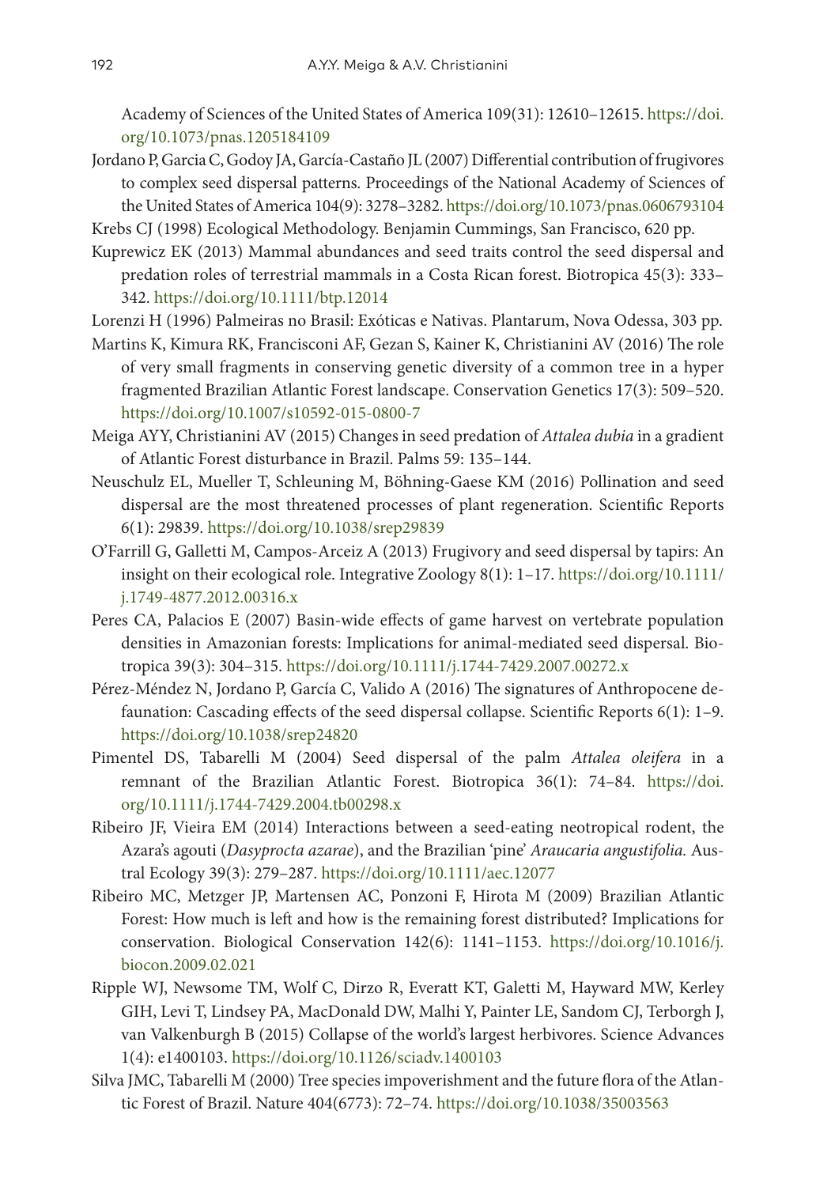Academy of Sciences of the United States of America 109(31): 12610–12615. https://doi.org/10.1073/pnas.1205184109

Jordano P, Garcia C, Godoy JA, García-Castaño JL (2007) Differential contribution of frugivores to complex seed dispersal patterns. Proceedings of the National Academy of Sciences of the United States of America 104(9): 3278–3282. https://doi.org/10.1073/pnas.0606793104

Krebs CJ (1998) Ecological Methodology. Benjamin Cummings, San Francisco, 620 pp.

Kuprewicz EK (2013) Mammal abundances and seed traits control the seed dispersal and predation roles of terrestrial mammals in a Costa Rican forest. Biotropica 45(3): 333–342. https://doi.org/10.1111/btp.12014

Lorenzi H (1996) Palmeiras no Brasil: Exóticas e Nativas. Plantarum, Nova Odessa, 303 pp.

Martins K, Kimura RK, Francisconi AF, Gezan S, Kainer K, Christianini AV (2016) The role of very small fragments in conserving genetic diversity of a common tree in a hyper fragmented Brazilian Atlantic Forest landscape. Conservation Genetics 17(3): 509–520. https://doi.org/10.1007/s10592-015-0800-7

Meiga AYY, Christianini AV (2015) Changes in seed predation of *Attalea dubia* in a gradient of Atlantic Forest disturbance in Brazil. Palms 59: 135–144.

Neuschulz EL, Mueller T, Schleuning M, Böhning-Gaese KM (2016) Pollination and seed dispersal are the most threatened processes of plant regeneration. Scientific Reports 6(1): 29839. https://doi.org/10.1038/srep29839

O'Farrill G, Galletti M, Campos-Arceiz A (2013) Frugivory and seed dispersal by tapirs: An insight on their ecological role. Integrative Zoology 8(1): 1–17. https://doi.org/10.1111/j.1749-4877.2012.00316.x

Peres CA, Palacios E (2007) Basin-wide effects of game harvest on vertebrate population densities in Amazonian forests: Implications for animal-mediated seed dispersal. Biotropica 39(3): 304–315. https://doi.org/10.1111/j.1744-7429.2007.00272.x

Pérez-Méndez N, Jordano P, García C, Valido A (2016) The signatures of Anthropocene defaunation: Cascading effects of the seed dispersal collapse. Scientific Reports 6(1): 1–9. https://doi.org/10.1038/srep24820

Pimentel DS, Tabarelli M (2004) Seed dispersal of the palm *Attalea oleifera* in a remnant of the Brazilian Atlantic Forest. Biotropica 36(1): 74–84. https://doi.org/10.1111/j.1744-7429.2004.tb00298.x

Ribeiro JF, Vieira EM (2014) Interactions between a seed-eating neotropical rodent, the Azara's agouti (*Dasyprocta azarae*), and the Brazilian 'pine' *Araucaria angustifolia.* Austral Ecology 39(3): 279–287. https://doi.org/10.1111/aec.12077

Ribeiro MC, Metzger JP, Martensen AC, Ponzoni F, Hirota M (2009) Brazilian Atlantic Forest: How much is left and how is the remaining forest distributed? Implications for conservation. Biological Conservation 142(6): 1141–1153. https://doi.org/10.1016/j.biocon.2009.02.021

Ripple WJ, Newsome TM, Wolf C, Dirzo R, Everatt KT, Galetti M, Hayward MW, Kerley GIH, Levi T, Lindsey PA, MacDonald DW, Malhi Y, Painter LE, Sandom CJ, Terborgh J, van Valkenburgh B (2015) Collapse of the world's largest herbivores. Science Advances 1(4): e1400103. https://doi.org/10.1126/sciadv.1400103

Silva JMC, Tabarelli M (2000) Tree species impoverishment and the future flora of the Atlantic Forest of Brazil. Nature 404(6773): 72–74. https://doi.org/10.1038/35003563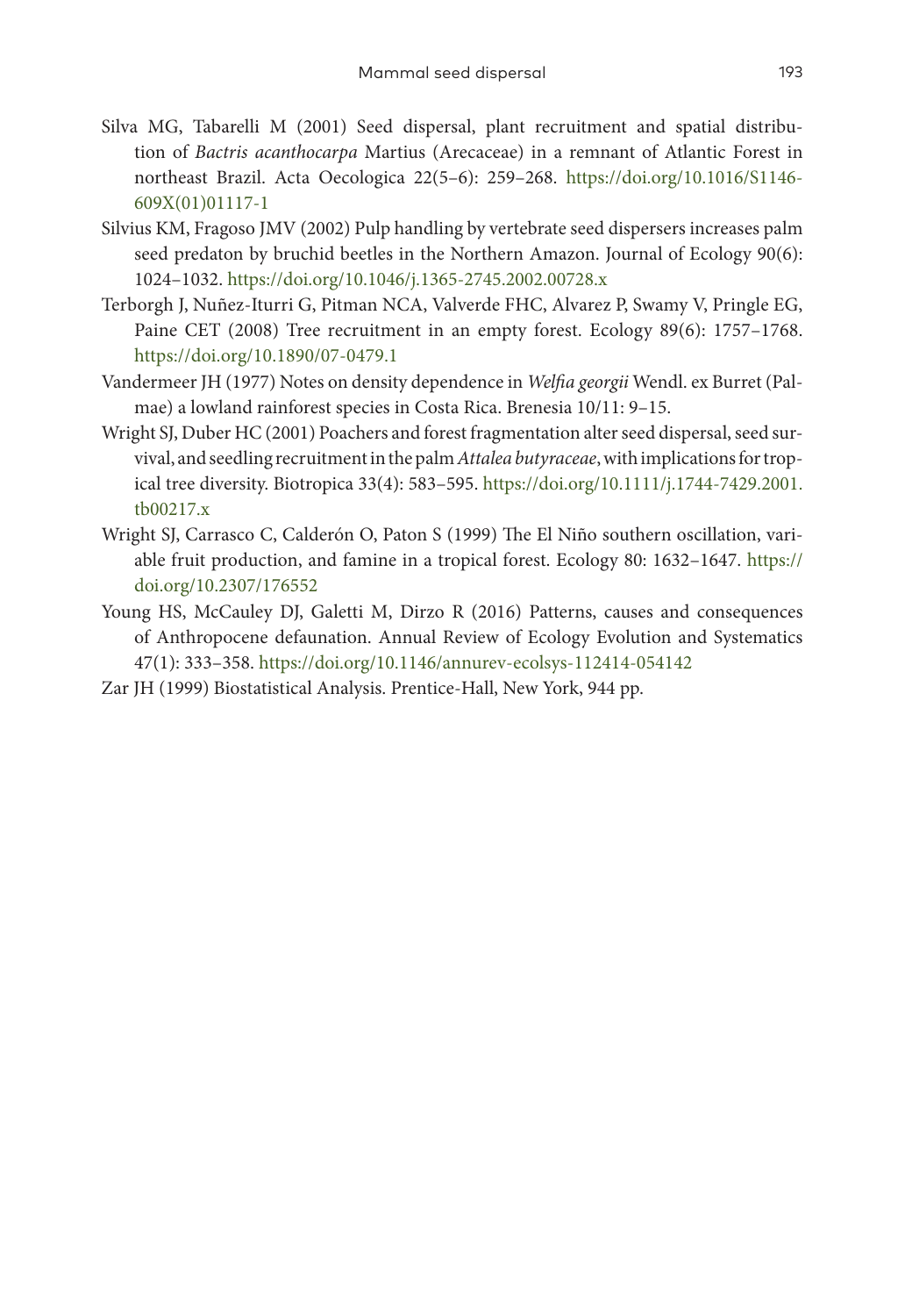Silva MG, Tabarelli M (2001) Seed dispersal, plant recruitment and spatial distribution of *Bactris acanthocarpa* Martius (Arecaceae) in a remnant of Atlantic Forest in northeast Brazil. Acta Oecologica 22(5–6): 259–268. https://doi.org/10.1016/S1146-609X(01)01117-1

Silvius KM, Fragoso JMV (2002) Pulp handling by vertebrate seed dispersers increases palm seed predaton by bruchid beetles in the Northern Amazon. Journal of Ecology 90(6): 1024–1032. https://doi.org/10.1046/j.1365-2745.2002.00728.x

Terborgh J, Nuñez-Iturri G, Pitman NCA, Valverde FHC, Alvarez P, Swamy V, Pringle EG, Paine CET (2008) Tree recruitment in an empty forest. Ecology 89(6): 1757–1768. https://doi.org/10.1890/07-0479.1

Vandermeer JH (1977) Notes on density dependence in *Welfia georgii* Wendl. ex Burret (Palmae) a lowland rainforest species in Costa Rica. Brenesia 10/11: 9–15.

Wright SJ, Duber HC (2001) Poachers and forest fragmentation alter seed dispersal, seed survival, and seedling recruitment in the palm *Attalea butyraceae*, with implications for tropical tree diversity. Biotropica 33(4): 583–595. https://doi.org/10.1111/j.1744-7429.2001.tb00217.x

Wright SJ, Carrasco C, Calderón O, Paton S (1999) The El Niño southern oscillation, variable fruit production, and famine in a tropical forest. Ecology 80: 1632–1647. https://doi.org/10.2307/176552

Young HS, McCauley DJ, Galetti M, Dirzo R (2016) Patterns, causes and consequences of Anthropocene defaunation. Annual Review of Ecology Evolution and Systematics 47(1): 333–358. https://doi.org/10.1146/annurev-ecolsys-112414-054142

Zar JH (1999) Biostatistical Analysis. Prentice-Hall, New York, 944 pp.